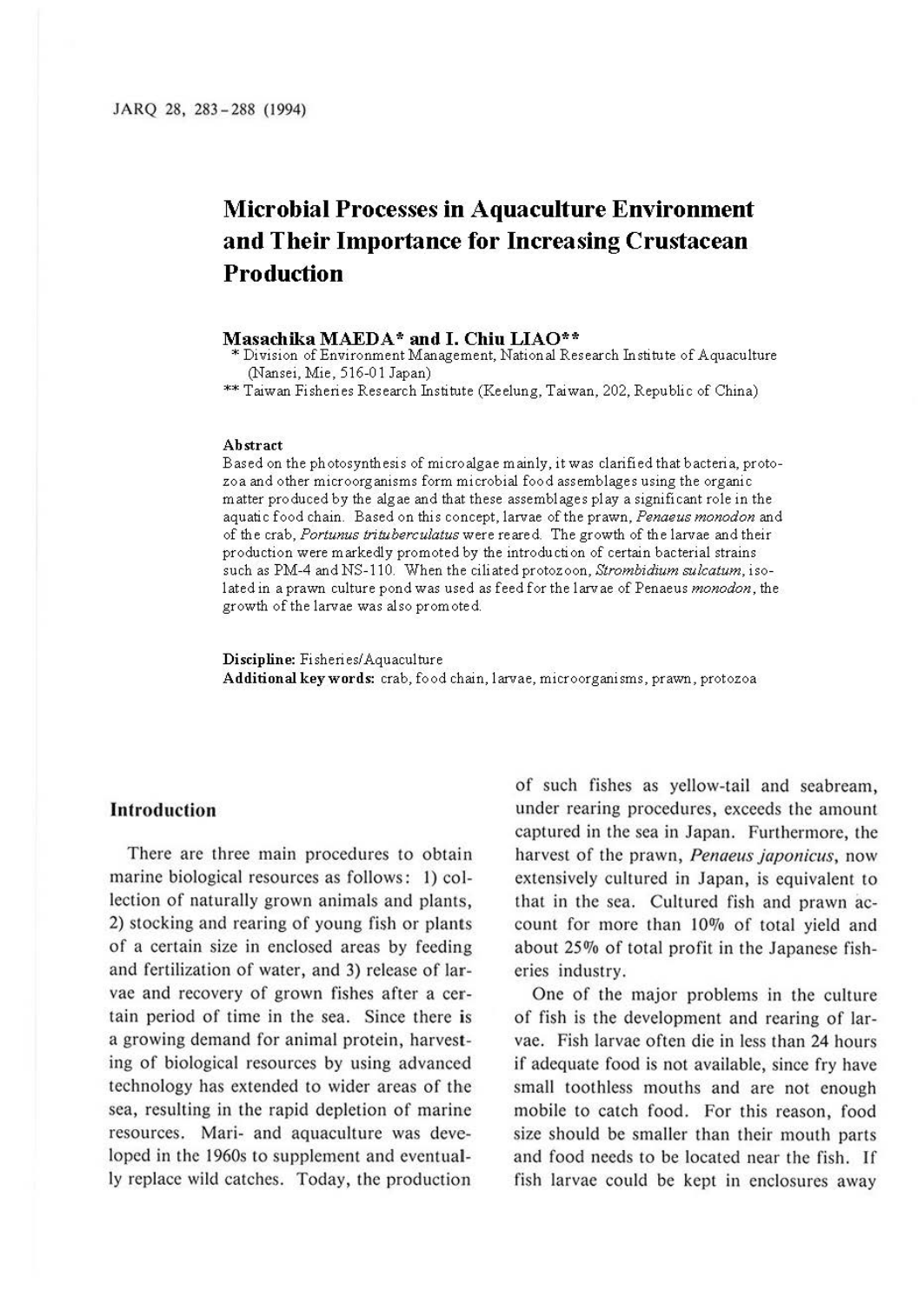# Microbial Processes in Aquaculture Environment and Their Importance for Increasing Crustacean Production

**Masachika MAEDA*** **and I. Chiu LIAO****

\* Division of Environment Management, National Research Institute of Aquaculture (Nansei, Mie, 516-01 Japan)

\** Taiwan Fisheries Research Institute (Keelung, Taiwan, 202, Republic of China)

### Abstract

Based on the photosynthesis of microalgae mainly, it was clarified that bacteria, protozoa and other microorganisms form microbial food assemblages using the organic matter produced by the algae and that these assemblages play a significant role in the aquatic food chain. Based on this concept, larvae of the prawn, *Penaeus monodon* and of the crab, *Portunus trituberculatus* were reared. The growth of the larvae and their production were markedly promoted by the introduction of certain bacterial strains such as PM-4 and NS-110. When the ciliated protozoon, *Strombidium sulcatum*, isolated in a prawn culture pond was used as feed for the larvae of Penaeus *monodon*, the growth of the larvae was also promoted.

**Discipline:** Fisheries/Aquaculture
**Additional key words:** crab, food chain, larvae, microorganisms, prawn, protozoa

## Introduction

There are three main procedures to obtain marine biological resources as follows: 1) collection of naturally grown animals and plants, 2) stocking and rearing of young fish or plants of a certain size in enclosed areas by feeding and fertilization of water, and 3) release of larvae and recovery of grown fishes after a certain period of time in the sea. Since there is a growing demand for animal protein, harvesting of biological resources by using advanced technology has extended to wider areas of the sea, resulting in the rapid depletion of marine resources. Mari- and aquaculture was developed in the 1960s to supplement and eventually replace wild catches. Today, the production of such fishes as yellow-tail and seabream, under rearing procedures, exceeds the amount captured in the sea in Japan. Furthermore, the harvest of the prawn, *Penaeus japonicus*, now extensively cultured in Japan, is equivalent to that in the sea. Cultured fish and prawn account for more than 10% of total yield and about 25% of total profit in the Japanese fisheries industry.

One of the major problems in the culture of fish is the development and rearing of larvae. Fish larvae often die in less than 24 hours if adequate food is not available, since fry have small toothless mouths and are not enough mobile to catch food. For this reason, food size should be smaller than their mouth parts and food needs to be located near the fish. If fish larvae could be kept in enclosures away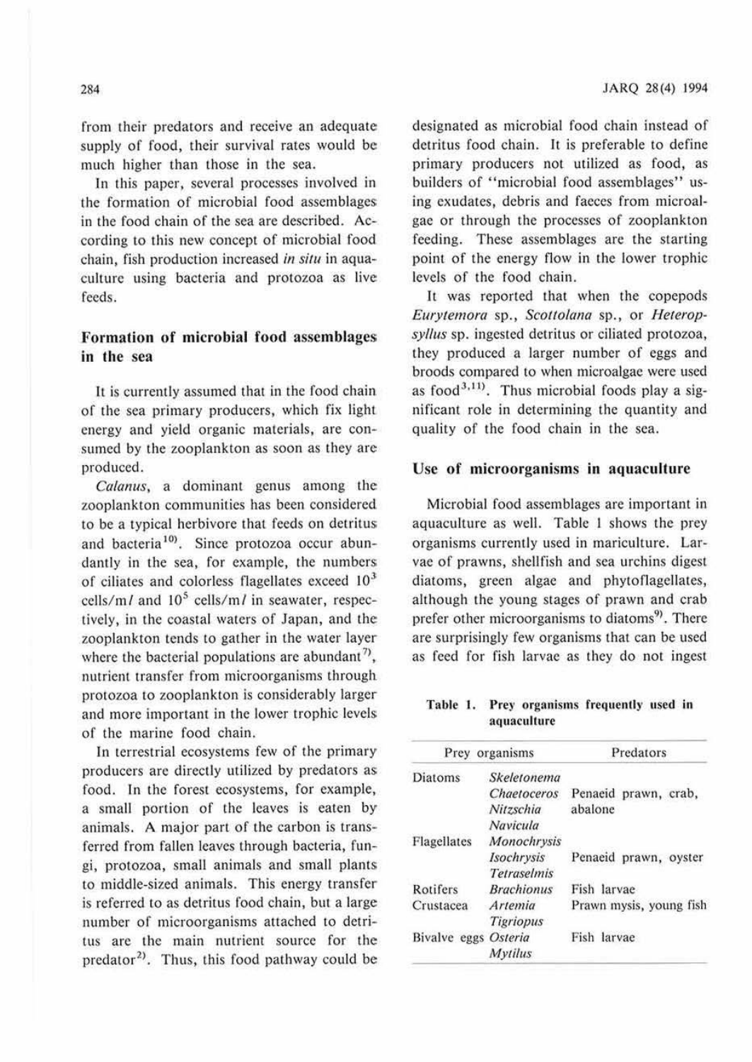from their predators and receive an adequate supply of food, their survival rates would be much higher than those in the sea.

In this paper, several processes involved in the formation of microbial food assemblages in the food chain of the sea are described. According to this new concept of microbial food chain, fish production increased *in situ* in aquaculture using bacteria and protozoa as live feeds.

## Formation of microbial food assemblages in the sea

It is currently assumed that in the food chain of the sea primary producers, which fix light energy and yield organic materials, are consumed by the zooplankton as soon as they are produced.

*Calanus*, a dominant genus among the zooplankton communities has been considered to be a typical herbivore that feeds on detritus and bacteria[10]. Since protozoa occur abundantly in the sea, for example, the numbers of ciliates and colorless flagellates exceed $10^3$ cells/m*l* and $10^5$ cells/m*l* in seawater, respectively, in the coastal waters of Japan, and the zooplankton tends to gather in the water layer where the bacterial populations are abundant[7], nutrient transfer from microorganisms through protozoa to zooplankton is considerably larger and more important in the lower trophic levels of the marine food chain.

In terrestrial ecosystems few of the primary producers are directly utilized by predators as food. In the forest ecosystems, for example, a small portion of the leaves is eaten by animals. A major part of the carbon is transferred from fallen leaves through bacteria, fungi, protozoa, small animals and small plants to middle-sized animals. This energy transfer is referred to as detritus food chain, but a large number of microorganisms attached to detritus are the main nutrient source for the predator[2]. Thus, this food pathway could be designated as microbial food chain instead of detritus food chain. It is preferable to define primary producers not utilized as food, as builders of "microbial food assemblages" using exudates, debris and faeces from microalgae or through the processes of zooplankton feeding. These assemblages are the starting point of the energy flow in the lower trophic levels of the food chain.

It was reported that when the copepods *Eurytemora* sp., *Scottolana* sp., or *Heteropsyllus* sp. ingested detritus or ciliated protozoa, they produced a larger number of eggs and broods compared to when microalgae were used as food[3,11]. Thus microbial foods play a significant role in determining the quantity and quality of the food chain in the sea.

## Use of microorganisms in aquaculture

Microbial food assemblages are important in aquaculture as well. Table 1 shows the prey organisms currently used in mariculture. Larvae of prawns, shellfish and sea urchins digest diatoms, green algae and phytoflagellates, although the young stages of prawn and crab prefer other microorganisms to diatoms[9]. There are surprisingly few organisms that can be used as feed for fish larvae as they do not ingest

**Table 1. Prey organisms frequently used in aquaculture**

| Prey organisms | | Predators |
|---|---|---|
| Diatoms | *Skeletonema* *Chaetoceros* *Nitzschia* *Navicula* | Penaeid prawn, crab, abalone |
| Flagellates | *Monochrysis* *Isochrysis* *Tetraselmis* | Penaeid prawn, oyster |
| Rotifers | *Brachionus* | Fish larvae |
| Crustacea | *Artemia* *Tigriopus* | Prawn mysis, young fish |
| Bivalve eggs | *Osteria* *Mytilus* | Fish larvae |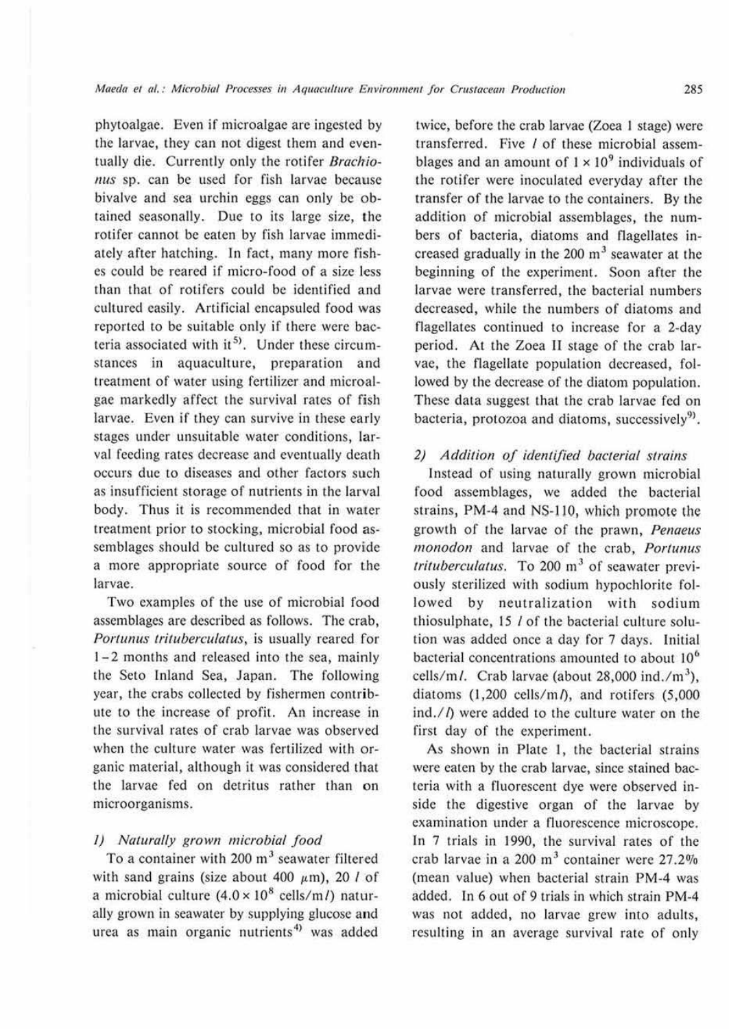phytoalgae. Even if microalgae are ingested by the larvae, they can not digest them and eventually die. Currently only the rotifer *Brachionus* sp. can be used for fish larvae because bivalve and sea urchin eggs can only be obtained seasonally. Due to its large size, the rotifer cannot be eaten by fish larvae immediately after hatching. In fact, many more fishes could be reared if micro-food of a size less than that of rotifers could be identified and cultured easily. Artificial encapsuled food was reported to be suitable only if there were bacteria associated with it[5]. Under these circumstances in aquaculture, preparation and treatment of water using fertilizer and microalgae markedly affect the survival rates of fish larvae. Even if they can survive in these early stages under unsuitable water conditions, larval feeding rates decrease and eventually death occurs due to diseases and other factors such as insufficient storage of nutrients in the larval body. Thus it is recommended that in water treatment prior to stocking, microbial food assemblages should be cultured so as to provide a more appropriate source of food for the larvae.

Two examples of the use of microbial food assemblages are described as follows. The crab, *Portunus trituberculatus*, is usually reared for 1–2 months and released into the sea, mainly the Seto Inland Sea, Japan. The following year, the crabs collected by fishermen contribute to the increase of profit. An increase in the survival rates of crab larvae was observed when the culture water was fertilized with organic material, although it was considered that the larvae fed on detritus rather than on microorganisms.

### *1) Naturally grown microbial food*

To a container with 200 $m^3$ seawater filtered with sand grains (size about 400 $\mu$m), 20 *l* of a microbial culture ($4.0 \times 10^8$ cells/m*l*) naturally grown in seawater by supplying glucose and urea as main organic nutrients[4] was added twice, before the crab larvae (Zoea 1 stage) were transferred. Five *l* of these microbial assemblages and an amount of $1 \times 10^9$ individuals of the rotifer were inoculated everyday after the transfer of the larvae to the containers. By the addition of microbial assemblages, the numbers of bacteria, diatoms and flagellates increased gradually in the 200 $m^3$ seawater at the beginning of the experiment. Soon after the larvae were transferred, the bacterial numbers decreased, while the numbers of diatoms and flagellates continued to increase for a 2-day period. At the Zoea II stage of the crab larvae, the flagellate population decreased, followed by the decrease of the diatom population. These data suggest that the crab larvae fed on bacteria, protozoa and diatoms, successively[9].

### *2) Addition of identified bacterial strains*

Instead of using naturally grown microbial food assemblages, we added the bacterial strains, PM-4 and NS-110, which promote the growth of the larvae of the prawn, *Penaeus monodon* and larvae of the crab, *Portunus trituberculatus*. To 200 $m^3$ of seawater previously sterilized with sodium hypochlorite followed by neutralization with sodium thiosulphate, 15 *l* of the bacterial culture solution was added once a day for 7 days. Initial bacterial concentrations amounted to about $10^6$ cells/m*l*. Crab larvae (about 28,000 ind./$m^3$), diatoms (1,200 cells/m*l*), and rotifers (5,000 ind./*l*) were added to the culture water on the first day of the experiment.

As shown in Plate 1, the bacterial strains were eaten by the crab larvae, since stained bacteria with a fluorescent dye were observed inside the digestive organ of the larvae by examination under a fluorescence microscope. In 7 trials in 1990, the survival rates of the crab larvae in a 200 $m^3$ container were 27.2% (mean value) when bacterial strain PM-4 was added. In 6 out of 9 trials in which strain PM-4 was not added, no larvae grew into adults, resulting in an average survival rate of only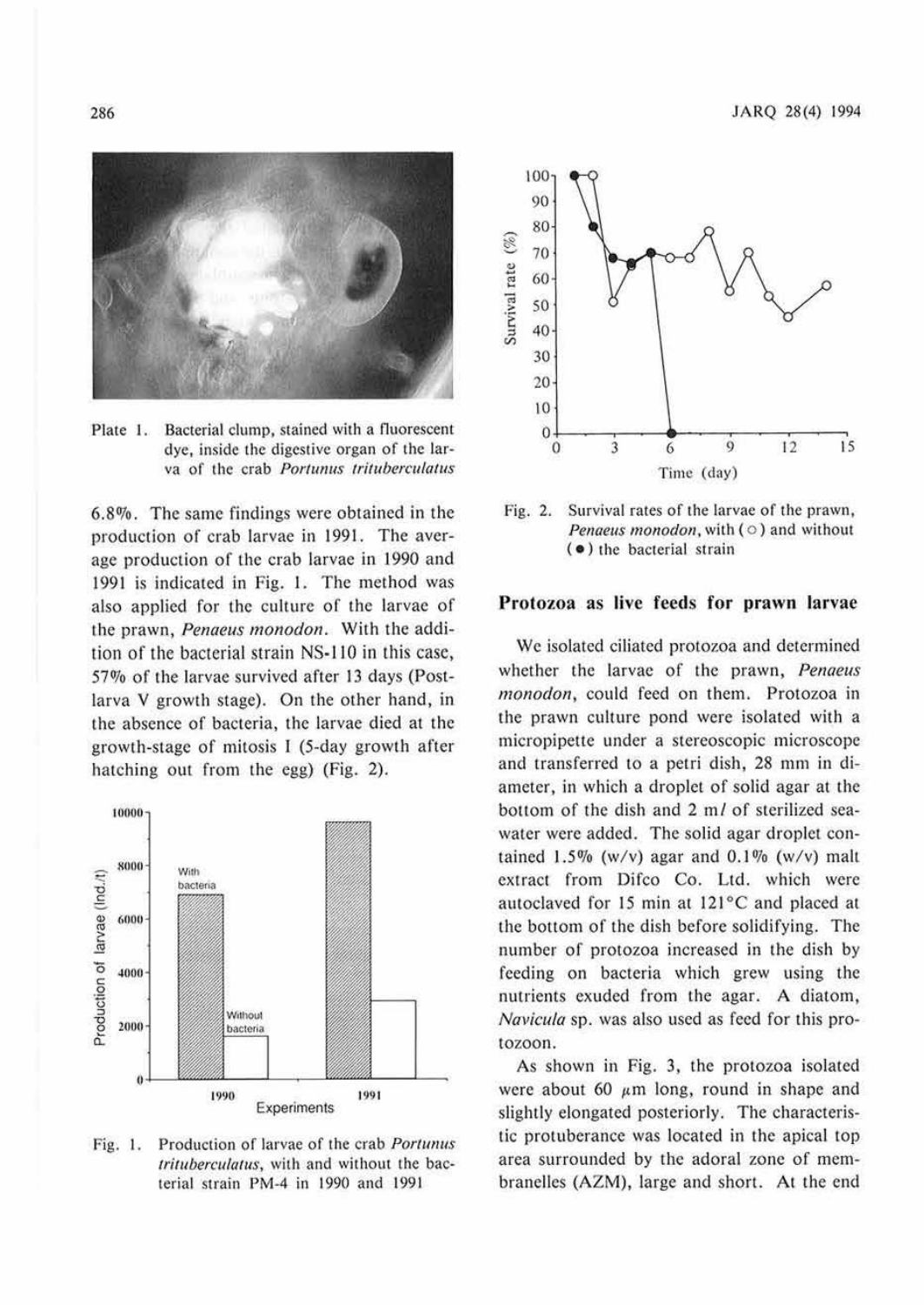Plate 1. Bacterial clump, stained with a fluorescent dye, inside the digestive organ of the larva of the crab *Portunus trituberculatus*

6.8%. The same findings were obtained in the production of crab larvae in 1991. The average production of the crab larvae in 1990 and 1991 is indicated in Fig. 1. The method was also applied for the culture of the larvae of the prawn, *Penaeus monodon*. With the addition of the bacterial strain NS-110 in this case, 57% of the larvae survived after 13 days (Post-larva V growth stage). On the other hand, in the absence of bacteria, the larvae died at the growth-stage of mitosis I (5-day growth after hatching out from the egg) (Fig. 2).

Production of larvae (Ind./t)

10000

8000

6000

4000

2000

0

With bacteria

Without bacteria

1990

1991

Experiments

Fig. 1. Production of larvae of the crab *Portunus trituberculatus*, with and without the bacterial strain PM-4 in 1990 and 1991

Survival rate (%)

100

90

80

70

60

50

40

30

20

10

0

0

3

6

9

12

15

Time (day)

Fig. 2. Survival rates of the larvae of the prawn, *Penaeus monodon*, with (○) and without (●) the bacterial strain

## Protozoa as live feeds for prawn larvae

We isolated ciliated protozoa and determined whether the larvae of the prawn, *Penaeus monodon*, could feed on them. Protozoa in the prawn culture pond were isolated with a micropipette under a stereoscopic microscope and transferred to a petri dish, 28 mm in diameter, in which a droplet of solid agar at the bottom of the dish and 2 m*l* of sterilized seawater were added. The solid agar droplet contained 1.5% (w/v) agar and 0.1% (w/v) malt extract from Difco Co. Ltd. which were autoclaved for 15 min at 121°C and placed at the bottom of the dish before solidifying. The number of protozoa increased in the dish by feeding on bacteria which grew using the nutrients exuded from the agar. A diatom, *Navicula* sp. was also used as feed for this protozoon.

As shown in Fig. 3, the protozoa isolated were about 60 $\mu$m long, round in shape and slightly elongated posteriorly. The characteristic protuberance was located in the apical top area surrounded by the adoral zone of membranelles (AZM), large and short. At the end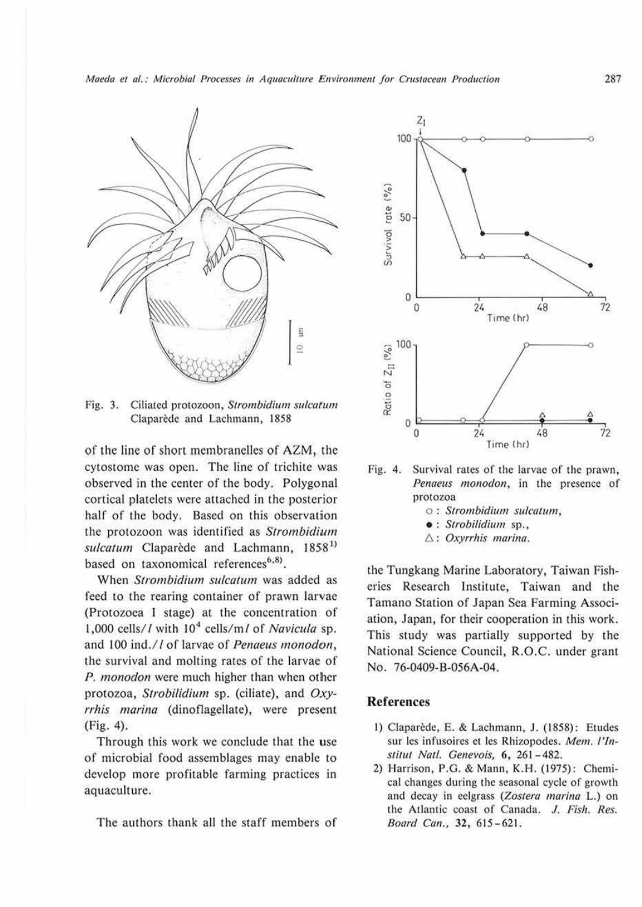Fig. 3. Ciliated protozoon, *Strombidium sulcatum* Claparède and Lachmann, 1858

10 μm

Z$_I$

100

Survival rate (%)

50

0

0 24 48 72

Time (hr)

100

Ratio of Z$_{II}$ (%)

0

0 24 48 72

Time (hr)

Fig. 4. Survival rates of the larvae of the prawn, *Penaeus monodon*, in the presence of protozoa
○ : *Strombidium sulcatum*,
● : *Strobilidium* sp.,
△ : *Oxyrrhis marina*.

of the line of short membranelles of AZM, the cytostome was open. The line of trichite was observed in the center of the body. Polygonal cortical platelets were attached in the posterior half of the body. Based on this observation the protozoon was identified as *Strombidium sulcatum* Claparède and Lachmann, 1858[1] based on taxonomical references[6,8].

When *Strombidium sulcatum* was added as feed to the rearing container of prawn larvae (Protozoea I stage) at the concentration of 1,000 cells/*l* with $10^4$ cells/m*l* of *Navicula* sp. and 100 ind./*l* of larvae of *Penaeus monodon*, the survival and molting rates of the larvae of *P. monodon* were much higher than when other protozoa, *Strobilidium* sp. (ciliate), and *Oxyrrhis marina* (dinoflagellate), were present (Fig. 4).

Through this work we conclude that the use of microbial food assemblages may enable to develop more profitable farming practices in aquaculture.

The authors thank all the staff members of the Tungkang Marine Laboratory, Taiwan Fisheries Research Institute, Taiwan and the Tamano Station of Japan Sea Farming Association, Japan, for their cooperation in this work. This study was partially supported by the National Science Council, R.O.C. under grant No. 76-0409-B-056A-04.

## References

1) Claparède, E. & Lachmann, J. (1858): Etudes sur les infusoires et les Rhizopodes. *Mem. l'Institut Natl. Genevois,* **6**, 261–482.
2) Harrison, P.G. & Mann, K.H. (1975): Chemical changes during the seasonal cycle of growth and decay in eelgrass (*Zostera marina* L.) on the Atlantic coast of Canada. *J. Fish. Res. Board Can.,* **32**, 615–621.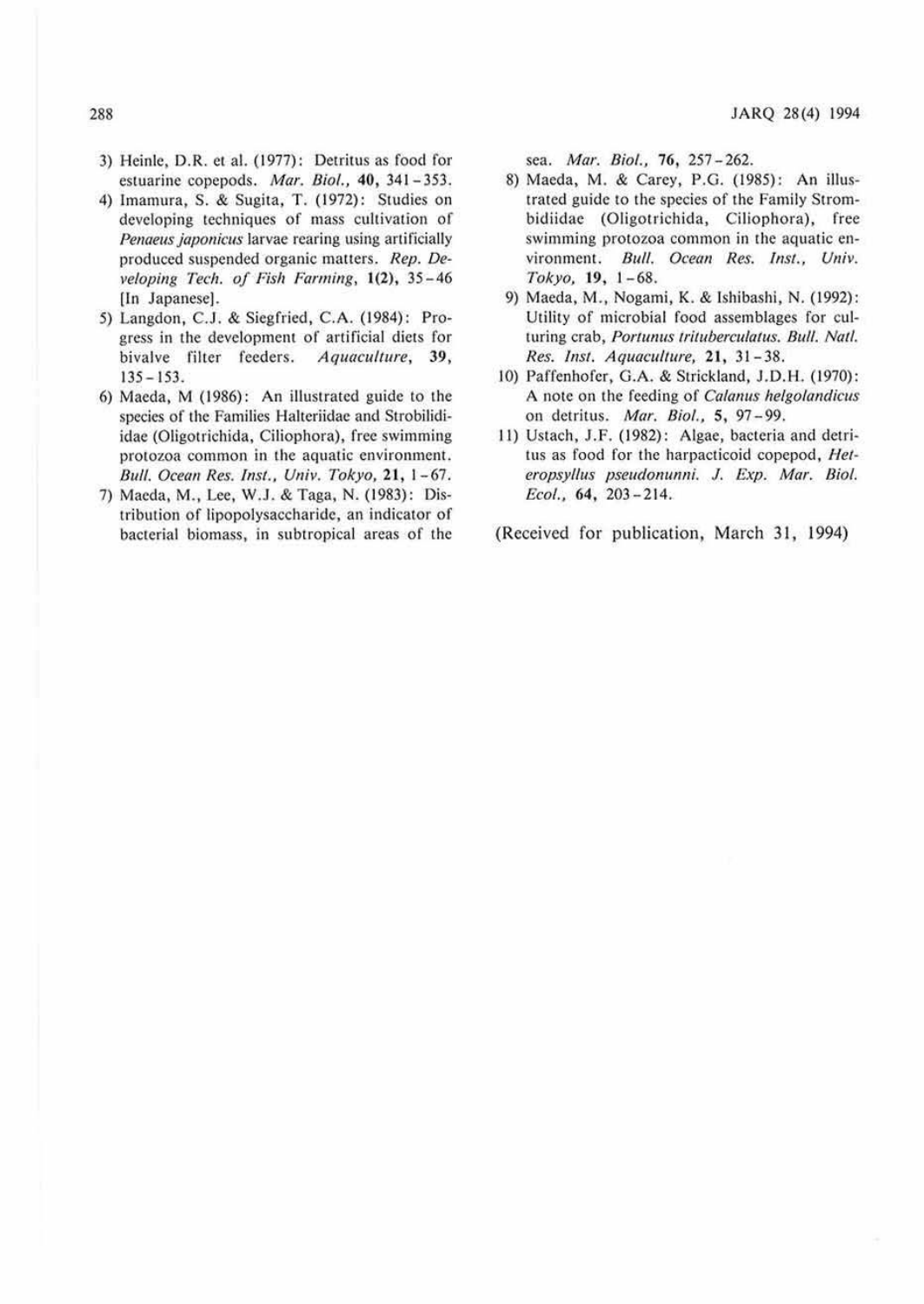3) Heinle, D.R. et al. (1977): Detritus as food for estuarine copepods. *Mar. Biol.*, **40**, 341–353.
4) Imamura, S. & Sugita, T. (1972): Studies on developing techniques of mass cultivation of *Penaeus japonicus* larvae rearing using artificially produced suspended organic matters. *Rep. Developing Tech. of Fish Farming*, **1(2)**, 35–46 [In Japanese].
5) Langdon, C.J. & Siegfried, C.A. (1984): Progress in the development of artificial diets for bivalve filter feeders. *Aquaculture*, **39**, 135–153.
6) Maeda, M (1986): An illustrated guide to the species of the Families Halteriidae and Strobilidiidae (Oligotrichida, Ciliophora), free swimming protozoa common in the aquatic environment. *Bull. Ocean Res. Inst., Univ. Tokyo*, **21**, 1–67.
7) Maeda, M., Lee, W.J. & Taga, N. (1983): Distribution of lipopolysaccharide, an indicator of bacterial biomass, in subtropical areas of the sea. *Mar. Biol.*, **76**, 257–262.
8) Maeda, M. & Carey, P.G. (1985): An illustrated guide to the species of the Family Strombidiidae (Oligotrichida, Ciliophora), free swimming protozoa common in the aquatic environment. *Bull. Ocean Res. Inst., Univ. Tokyo*, **19**, 1–68.
9) Maeda, M., Nogami, K. & Ishibashi, N. (1992): Utility of microbial food assemblages for culturing crab, *Portunus trituberculatus*. *Bull. Natl. Res. Inst. Aquaculture*, **21**, 31–38.
10) Paffenhofer, G.A. & Strickland, J.D.H. (1970): A note on the feeding of *Calanus helgolandicus* on detritus. *Mar. Biol.*, **5**, 97–99.
11) Ustach, J.F. (1982): Algae, bacteria and detritus as food for the harpacticoid copepod, *Heteropsyllus pseudonunni*. *J. Exp. Mar. Biol. Ecol.*, **64**, 203–214.

(Received for publication, March 31, 1994)